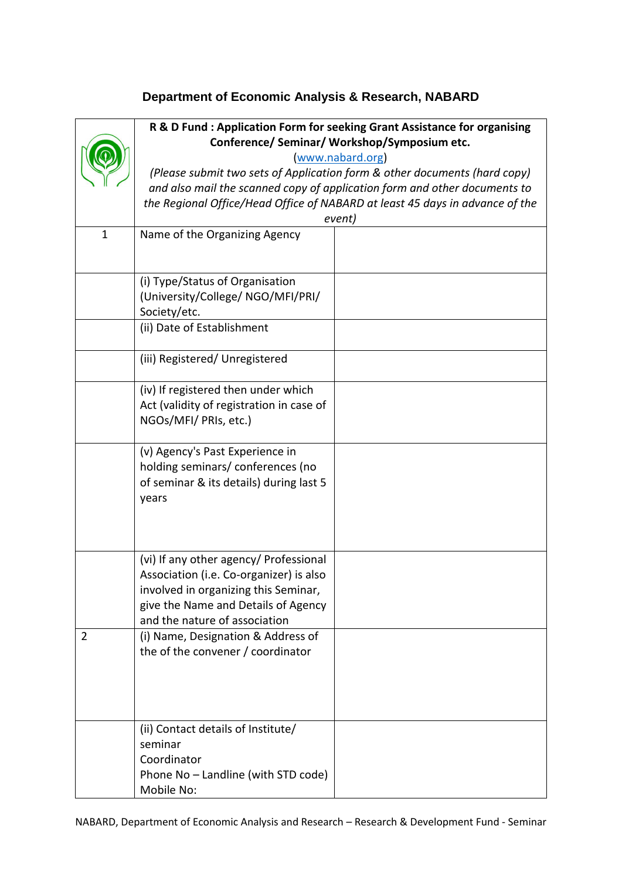## Department of Economic Analysis & Research, NABARD

| | **R & D Fund : Application Form for seeking Grant Assistance for organising Conference/ Seminar/ Workshop/Symposium etc.** (www.nabard.org) *(Please submit two sets of Application form & other documents (hard copy) and also mail the scanned copy of application form and other documents to the Regional Office/Head Office of NABARD at least 45 days in advance of the event)* | |
|---|---|---|
| 1 | Name of the Organizing Agency | |
| | (i) Type/Status of Organisation (University/College/ NGO/MFI/PRI/ Society/etc. | |
| | (ii) Date of Establishment | |
| | (iii) Registered/ Unregistered | |
| | (iv) If registered then under which Act (validity of registration in case of NGOs/MFI/ PRIs, etc.) | |
| | (v) Agency's Past Experience in holding seminars/ conferences (no of seminar & its details) during last 5 years | |
| | (vi) If any other agency/ Professional Association (i.e. Co-organizer) is also involved in organizing this Seminar, give the Name and Details of Agency and the nature of association | |
| 2 | (i) Name, Designation & Address of the of the convener / coordinator | |
| | (ii) Contact details of Institute/ seminar Coordinator Phone No – Landline (with STD code) Mobile No: | |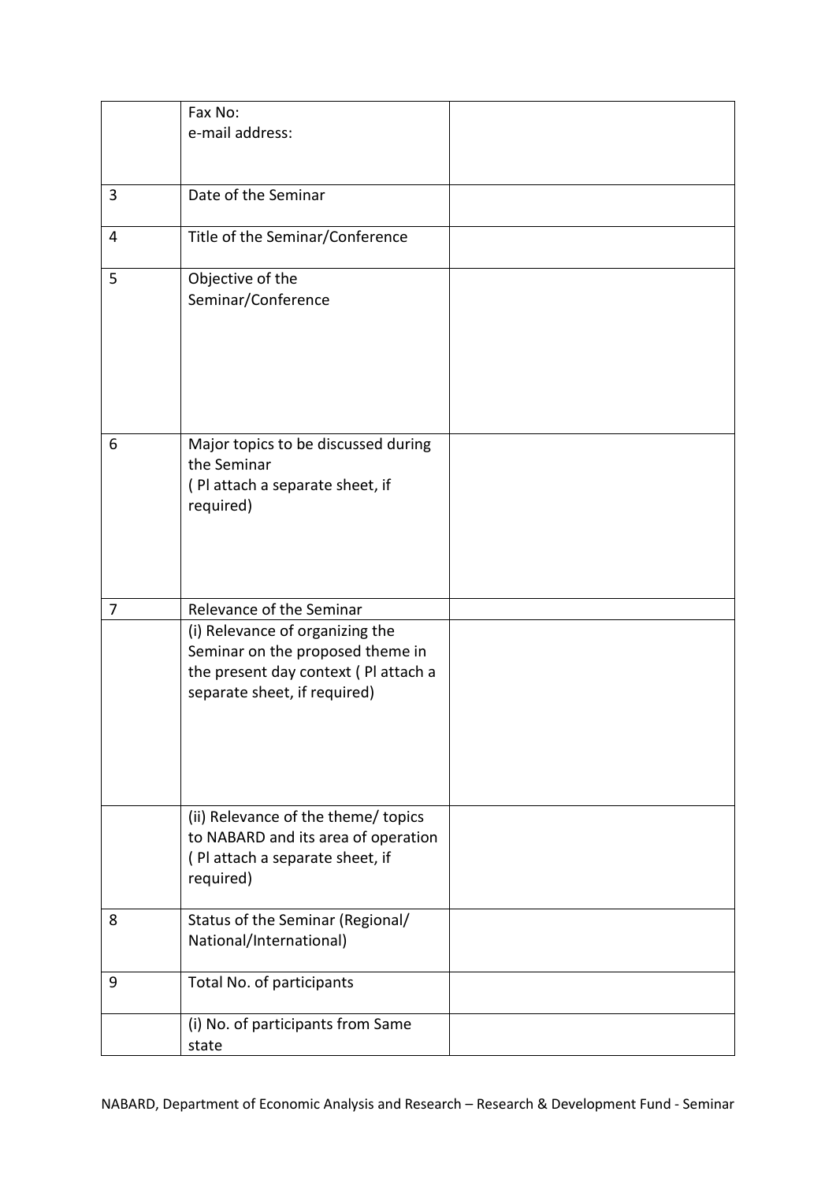| | | |
|---|---|---|
| | Fax No:<br>e-mail address: | |
| 3 | Date of the Seminar | |
| 4 | Title of the Seminar/Conference | |
| 5 | Objective of the Seminar/Conference | |
| 6 | Major topics to be discussed during the Seminar<br>( Pl attach a separate sheet, if required) | |
| 7 | Relevance of the Seminar | |
| | (i) Relevance of organizing the Seminar on the proposed theme in the present day context ( Pl attach a separate sheet, if required) | |
| | (ii) Relevance of the theme/ topics to NABARD and its area of operation ( Pl attach a separate sheet, if required) | |
| 8 | Status of the Seminar (Regional/ National/International) | |
| 9 | Total No. of participants | |
| | (i) No. of participants from Same state | |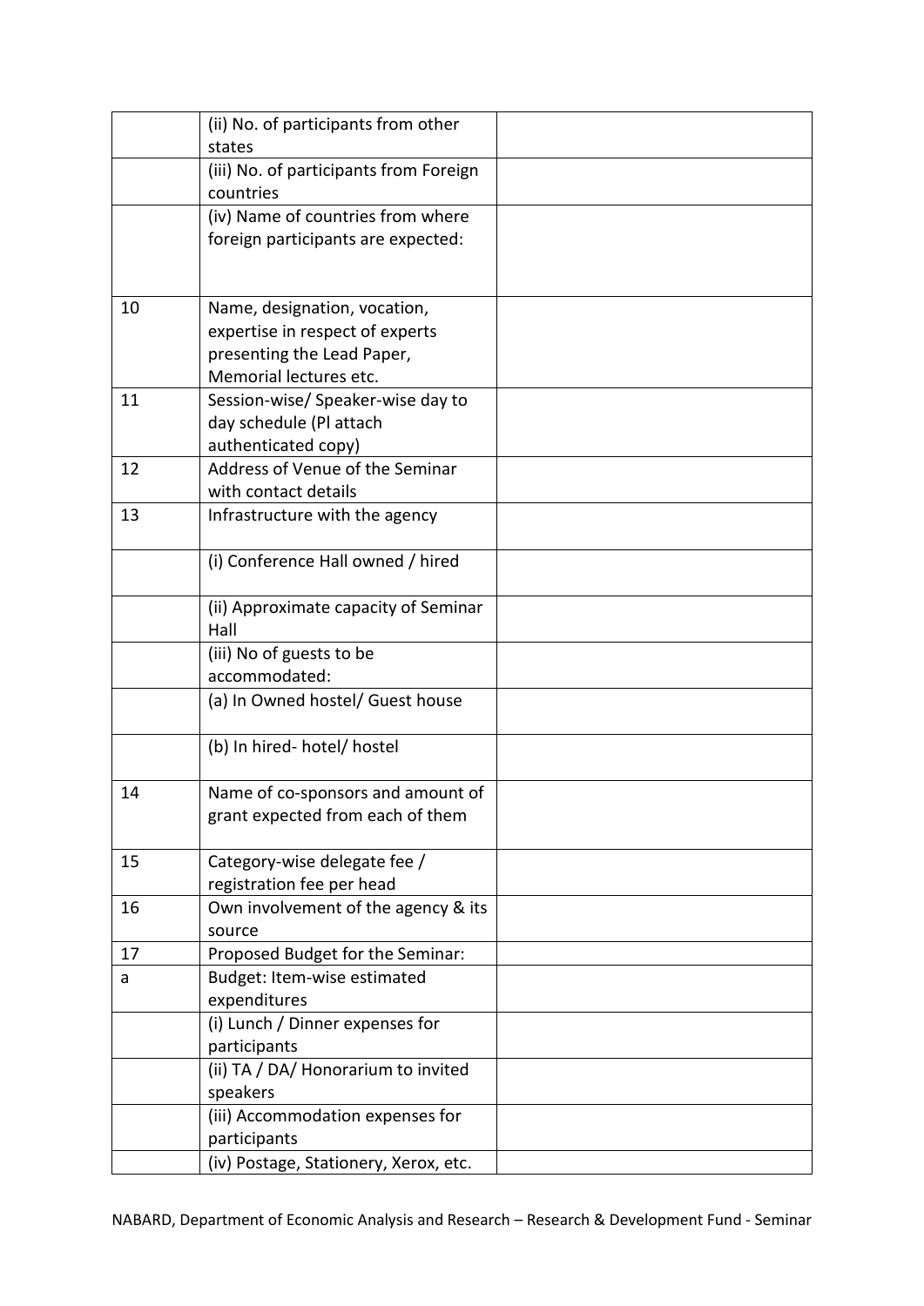|  |  |  |
|---|---|---|
|  | (ii) No. of participants from other states |  |
|  | (iii) No. of participants from Foreign countries |  |
|  | (iv) Name of countries from where foreign participants are expected: |  |
| 10 | Name, designation, vocation, expertise in respect of experts presenting the Lead Paper, Memorial lectures etc. |  |
| 11 | Session-wise/ Speaker-wise day to day schedule (Pl attach authenticated copy) |  |
| 12 | Address of Venue of the Seminar with contact details |  |
| 13 | Infrastructure with the agency |  |
|  | (i) Conference Hall owned / hired |  |
|  | (ii) Approximate capacity of Seminar Hall |  |
|  | (iii) No of guests to be accommodated: |  |
|  | (a) In Owned hostel/ Guest house |  |
|  | (b) In hired- hotel/ hostel |  |
| 14 | Name of co-sponsors and amount of grant expected from each of them |  |
| 15 | Category-wise delegate fee / registration fee per head |  |
| 16 | Own involvement of the agency & its source |  |
| 17 | Proposed Budget for the Seminar: |  |
| a | Budget: Item-wise estimated expenditures |  |
|  | (i) Lunch / Dinner expenses for participants |  |
|  | (ii) TA / DA/ Honorarium to invited speakers |  |
|  | (iii) Accommodation expenses for participants |  |
|  | (iv) Postage, Stationery, Xerox, etc. |  |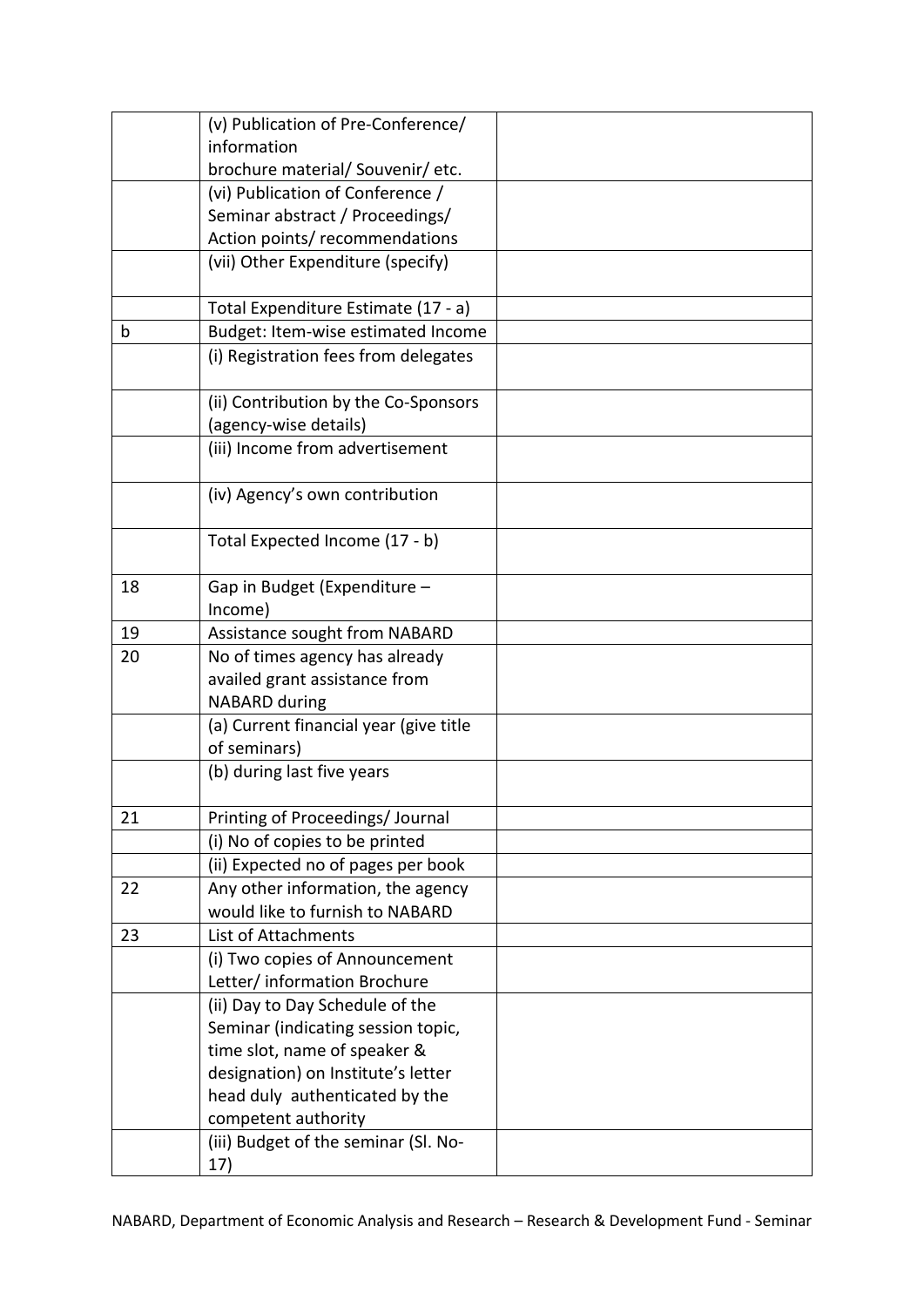| | | |
|---|---|---|
| | (v) Publication of Pre-Conference/ information brochure material/ Souvenir/ etc. | |
| | (vi) Publication of Conference / Seminar abstract / Proceedings/ Action points/ recommendations | |
| | (vii) Other Expenditure (specify) | |
| | Total Expenditure Estimate (17 - a) | |
| b | Budget: Item-wise estimated Income | |
| | (i) Registration fees from delegates | |
| | (ii) Contribution by the Co-Sponsors (agency-wise details) | |
| | (iii) Income from advertisement | |
| | (iv) Agency's own contribution | |
| | Total Expected Income (17 - b) | |
| 18 | Gap in Budget (Expenditure – Income) | |
| 19 | Assistance sought from NABARD | |
| 20 | No of times agency has already availed grant assistance from NABARD during | |
| | (a) Current financial year (give title of seminars) | |
| | (b) during last five years | |
| 21 | Printing of Proceedings/ Journal | |
| | (i) No of copies to be printed | |
| | (ii) Expected no of pages per book | |
| 22 | Any other information, the agency would like to furnish to NABARD | |
| 23 | List of Attachments | |
| | (i) Two copies of Announcement Letter/ information Brochure | |
| | (ii) Day to Day Schedule of the Seminar (indicating session topic, time slot, name of speaker & designation) on Institute's letter head duly authenticated by the competent authority | |
| | (iii) Budget of the seminar (Sl. No-17) | |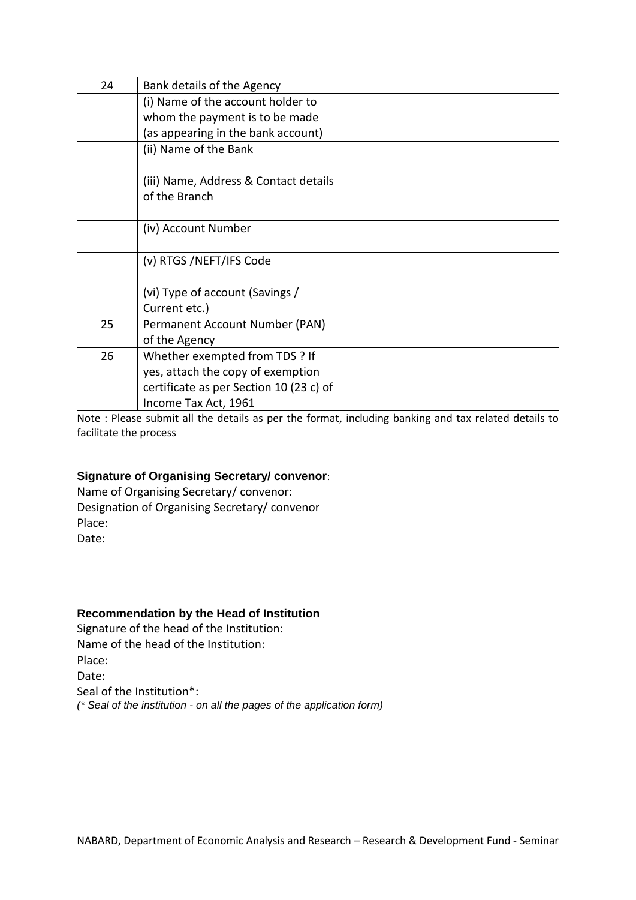| 24 | Bank details of the Agency | |
|---|---|---|
| | (i) Name of the account holder to whom the payment is to be made (as appearing in the bank account) | |
| | (ii) Name of the Bank | |
| | (iii) Name, Address & Contact details of the Branch | |
| | (iv) Account Number | |
| | (v) RTGS /NEFT/IFS Code | |
| | (vi) Type of account (Savings / Current etc.) | |
| 25 | Permanent Account Number (PAN) of the Agency | |
| 26 | Whether exempted from TDS ? If yes, attach the copy of exemption certificate as per Section 10 (23 c) of Income Tax Act, 1961 | |

Note : Please submit all the details as per the format, including banking and tax related details to facilitate the process

**Signature of Organising Secretary/ convenor**:

Name of Organising Secretary/ convenor:

Designation of Organising Secretary/ convenor

Place:

Date:

**Recommendation by the Head of Institution**

Signature of the head of the Institution:

Name of the head of the Institution:

Place:

Date:

Seal of the Institution*:

*(* Seal of the institution - on all the pages of the application form)*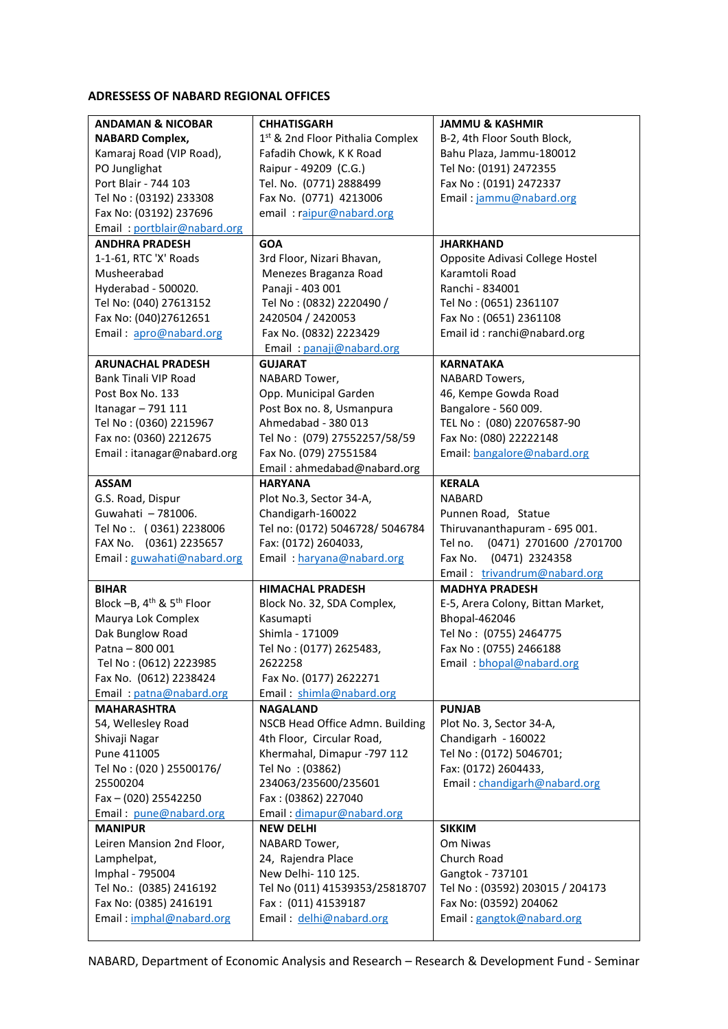**ADRESSESS OF NABARD REGIONAL OFFICES**

| | | |
|---|---|---|
| **ANDAMAN & NICOBAR**<br>**NABARD Complex,**<br>Kamaraj Road (VIP Road),<br>PO Junglighat<br>Port Blair - 744 103<br>Tel No : (03192) 233308<br>Fax No: (03192) 237696<br>Email : portblair@nabard.org | **CHHATISGARH**<br>1st & 2nd Floor Pithalia Complex<br>Fafadih Chowk, K K Road<br>Raipur - 49209 (C.G.)<br>Tel. No. (0771) 2888499<br>Fax No. (0771) 4213006<br>email : raipur@nabard.org | **JAMMU & KASHMIR**<br>B-2, 4th Floor South Block,<br>Bahu Plaza, Jammu-180012<br>Tel No: (0191) 2472355<br>Fax No : (0191) 2472337<br>Email : jammu@nabard.org |
| **ANDHRA PRADESH**<br>1-1-61, RTC 'X' Roads<br>Musheerabad<br>Hyderabad - 500020.<br>Tel No: (040) 27613152<br>Fax No: (040)27612651<br>Email : apro@nabard.org | **GOA**<br>3rd Floor, Nizari Bhavan,<br>Menezes Braganza Road<br>Panaji - 403 001<br>Tel No : (0832) 2220490 / 2420504 / 2420053<br>Fax No. (0832) 2223429<br>Email : panaji@nabard.org | **JHARKHAND**<br>Opposite Adivasi College Hostel<br>Karamtoli Road<br>Ranchi - 834001<br>Tel No : (0651) 2361107<br>Fax No : (0651) 2361108<br>Email id : ranchi@nabard.org |
| **ARUNACHAL PRADESH**<br>Bank Tinali VIP Road<br>Post Box No. 133<br>Itanagar – 791 111<br>Tel No : (0360) 2215967<br>Fax no: (0360) 2212675<br>Email : itanagar@nabard.org | **GUJARAT**<br>NABARD Tower,<br>Opp. Municipal Garden<br>Post Box no. 8, Usmanpura<br>Ahmedabad - 380 013<br>Tel No : (079) 27552257/58/59<br>Fax No. (079) 27551584<br>Email : ahmedabad@nabard.org | **KARNATAKA**<br>NABARD Towers,<br>46, Kempe Gowda Road<br>Bangalore - 560 009.<br>TEL No : (080) 22076587-90<br>Fax No: (080) 22222148<br>Email: bangalore@nabard.org |
| **ASSAM**<br>G.S. Road, Dispur<br>Guwahati – 781006.<br>Tel No :. ( 0361) 2238006<br>FAX No. (0361) 2235657<br>Email : guwahati@nabard.org | **HARYANA**<br>Plot No.3, Sector 34-A,<br>Chandigarh-160022<br>Tel no: (0172) 5046728/ 5046784<br>Fax: (0172) 2604033,<br>Email : haryana@nabard.org | **KERALA**<br>NABARD<br>Punnen Road, Statue<br>Thiruvananthapuram - 695 001.<br>Tel no. (0471) 2701600 /2701700<br>Fax No. (0471) 2324358<br>Email : trivandrum@nabard.org |
| **BIHAR**<br>Block –B, 4th & 5th Floor<br>Maurya Lok Complex<br>Dak Bunglow Road<br>Patna – 800 001<br>Tel No : (0612) 2223985<br>Fax No. (0612) 2238424<br>Email : patna@nabard.org | **HIMACHAL PRADESH**<br>Block No. 32, SDA Complex,<br>Kasumapti<br>Shimla - 171009<br>Tel No : (0177) 2625483, 2622258<br>Fax No. (0177) 2622271<br>Email : shimla@nabard.org | **MADHYA PRADESH**<br>E-5, Arera Colony, Bittan Market,<br>Bhopal-462046<br>Tel No : (0755) 2464775<br>Fax No : (0755) 2466188<br>Email : bhopal@nabard.org |
| **MAHARASHTRA**<br>54, Wellesley Road<br>Shivaji Nagar<br>Pune 411005<br>Tel No : (020 ) 25500176/ 25500204<br>Fax – (020) 25542250<br>Email : pune@nabard.org | **NAGALAND**<br>NSCB Head Office Admn. Building<br>4th Floor, Circular Road,<br>Khermahal, Dimapur -797 112<br>Tel No : (03862) 234063/235600/235601<br>Fax : (03862) 227040<br>Email : dimapur@nabard.org | **PUNJAB**<br>Plot No. 3, Sector 34-A,<br>Chandigarh - 160022<br>Tel No : (0172) 5046701;<br>Fax: (0172) 2604433,<br>Email : chandigarh@nabard.org |
| **MANIPUR**<br>Leiren Mansion 2nd Floor,<br>Lamphelpat,<br>Imphal - 795004<br>Tel No.: (0385) 2416192<br>Fax No: (0385) 2416191<br>Email : imphal@nabard.org | **NEW DELHI**<br>NABARD Tower,<br>24, Rajendra Place<br>New Delhi- 110 125.<br>Tel No (011) 41539353/25818707<br>Fax : (011) 41539187<br>Email : delhi@nabard.org | **SIKKIM**<br>Om Niwas<br>Church Road<br>Gangtok - 737101<br>Tel No : (03592) 203015 / 204173<br>Fax No: (03592) 204062<br>Email : gangtok@nabard.org |

NABARD, Department of Economic Analysis and Research – Research & Development Fund - Seminar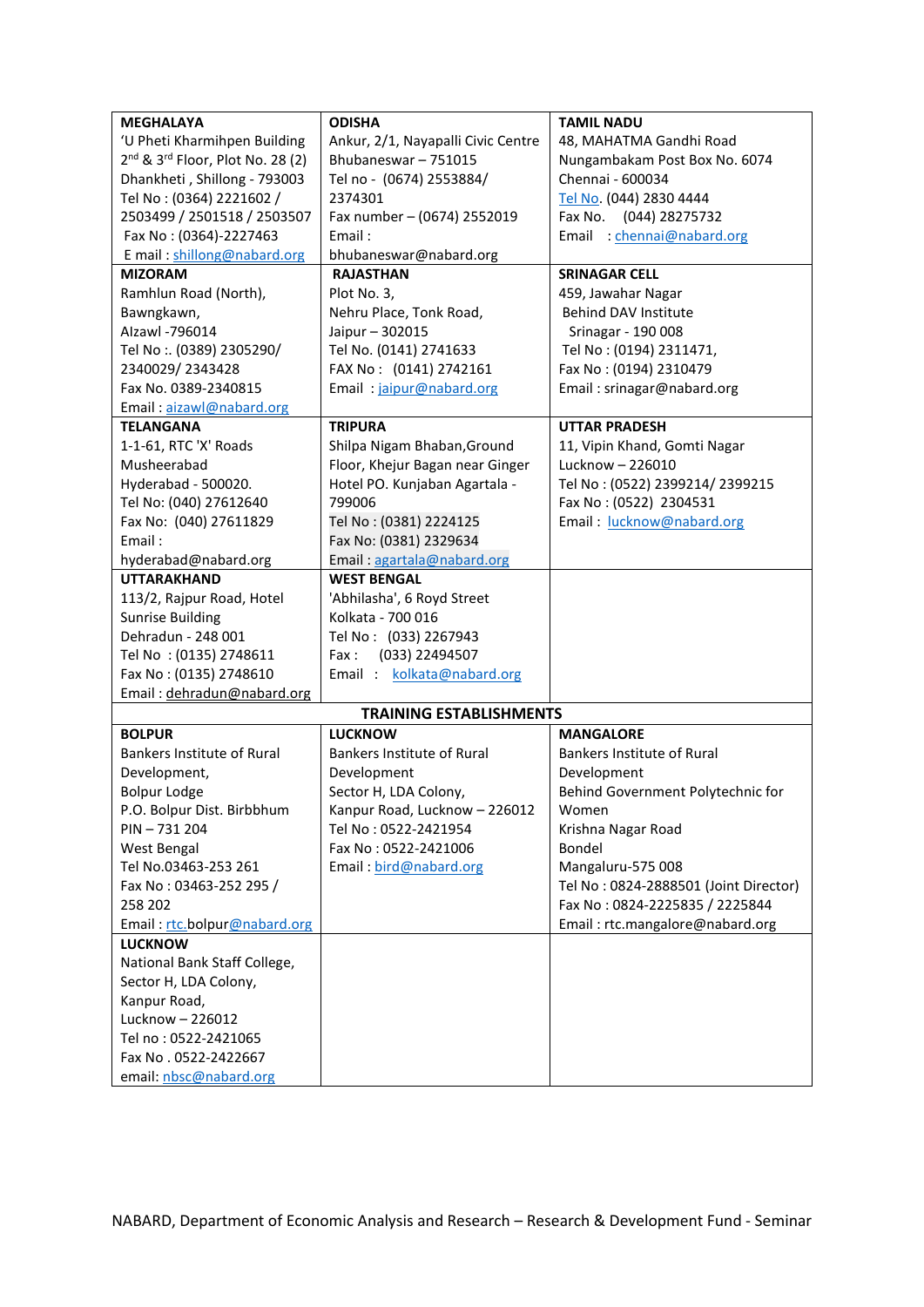| | | |
|---|---|---|
| **MEGHALAYA**<br>'U Pheti Kharmihpen Building<br>2nd & 3rd Floor, Plot No. 28 (2)<br>Dhankheti , Shillong - 793003<br>Tel No : (0364) 2221602 / 2503499 / 2501518 / 2503507<br>Fax No : (0364)-2227463<br>E mail : shillong@nabard.org | **ODISHA**<br>Ankur, 2/1, Nayapalli Civic Centre<br>Bhubaneswar – 751015<br>Tel no - (0674) 2553884/ 2374301<br>Fax number – (0674) 2552019<br>Email :<br>bhubaneswar@nabard.org | **TAMIL NADU**<br>48, MAHATMA Gandhi Road<br>Nungambakam Post Box No. 6074<br>Chennai - 600034<br>Tel No. (044) 2830 4444<br>Fax No. (044) 28275732<br>Email : chennai@nabard.org |
| **MIZORAM**<br>Ramhlun Road (North),<br>Bawngkawn,<br>AIzawl -796014<br>Tel No :. (0389) 2305290/ 2340029/ 2343428<br>Fax No. 0389-2340815<br>Email : aizawl@nabard.org | **RAJASTHAN**<br>Plot No. 3,<br>Nehru Place, Tonk Road,<br>Jaipur – 302015<br>Tel No. (0141) 2741633<br>FAX No : (0141) 2742161<br>Email : jaipur@nabard.org | **SRINAGAR CELL**<br>459, Jawahar Nagar<br>Behind DAV Institute<br>Srinagar - 190 008<br>Tel No : (0194) 2311471,<br>Fax No : (0194) 2310479<br>Email : srinagar@nabard.org |
| **TELANGANA**<br>1-1-61, RTC 'X' Roads<br>Musheerabad<br>Hyderabad - 500020.<br>Tel No: (040) 27612640<br>Fax No: (040) 27611829<br>Email :<br>hyderabad@nabard.org | **TRIPURA**<br>Shilpa Nigam Bhaban,Ground Floor, Khejur Bagan near Ginger Hotel PO. Kunjaban Agartala - 799006<br>Tel No : (0381) 2224125<br>Fax No: (0381) 2329634<br>Email : agartala@nabard.org | **UTTAR PRADESH**<br>11, Vipin Khand, Gomti Nagar<br>Lucknow – 226010<br>Tel No : (0522) 2399214/ 2399215<br>Fax No : (0522) 2304531<br>Email : lucknow@nabard.org |
| **UTTARAKHAND**<br>113/2, Rajpur Road, Hotel Sunrise Building<br>Dehradun - 248 001<br>Tel No : (0135) 2748611<br>Fax No : (0135) 2748610<br>Email : dehradun@nabard.org | **WEST BENGAL**<br>'Abhilasha', 6 Royd Street<br>Kolkata - 700 016<br>Tel No : (033) 2267943<br>Fax : (033) 22494507<br>Email : kolkata@nabard.org | |
| **TRAINING ESTABLISHMENTS** | | |
| **BOLPUR**<br>Bankers Institute of Rural Development,<br>Bolpur Lodge<br>P.O. Bolpur Dist. Birbbhum<br>PIN – 731 204<br>West Bengal<br>Tel No.03463-253 261<br>Fax No : 03463-252 295 / 258 202<br>Email : rtc.bolpur@nabard.org | **LUCKNOW**<br>Bankers Institute of Rural Development<br>Sector H, LDA Colony,<br>Kanpur Road, Lucknow – 226012<br>Tel No : 0522-2421954<br>Fax No : 0522-2421006<br>Email : bird@nabard.org | **MANGALORE**<br>Bankers Institute of Rural Development<br>Behind Government Polytechnic for Women<br>Krishna Nagar Road<br>Bondel<br>Mangaluru-575 008<br>Tel No : 0824-2888501 (Joint Director)<br>Fax No : 0824-2225835 / 2225844<br>Email : rtc.mangalore@nabard.org |
| **LUCKNOW**<br>National Bank Staff College,<br>Sector H, LDA Colony,<br>Kanpur Road,<br>Lucknow – 226012<br>Tel no : 0522-2421065<br>Fax No . 0522-2422667<br>email: nbsc@nabard.org | | |

NABARD, Department of Economic Analysis and Research – Research & Development Fund - Seminar